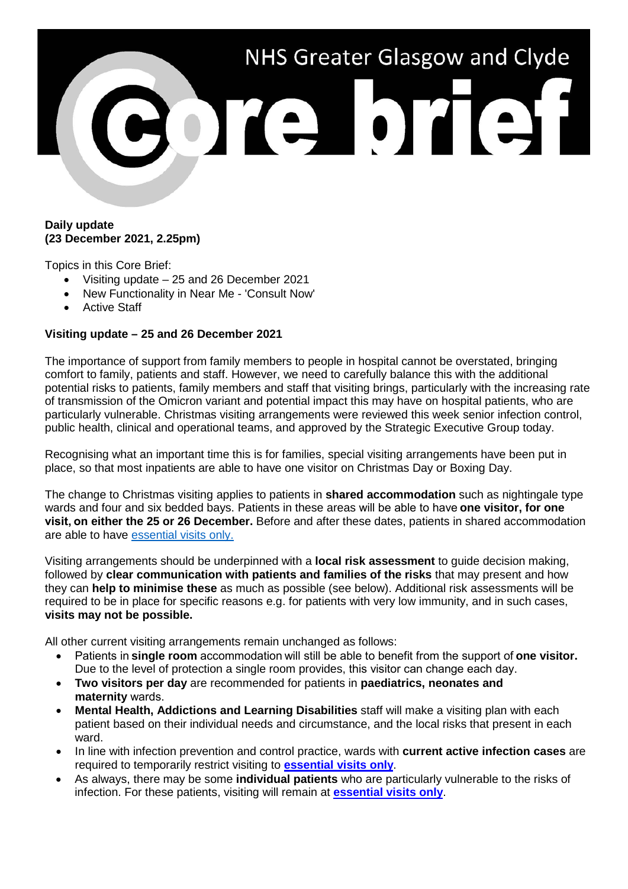# NHS Greater Glasgow and Clyde Core brief

**Daily update**
**(23 December 2021, 2.25pm)**

Topics in this Core Brief:

- Visiting update – 25 and 26 December 2021
- New Functionality in Near Me - 'Consult Now'
- Active Staff

**Visiting update – 25 and 26 December 2021**

The importance of support from family members to people in hospital cannot be overstated, bringing comfort to family, patients and staff. However, we need to carefully balance this with the additional potential risks to patients, family members and staff that visiting brings, particularly with the increasing rate of transmission of the Omicron variant and potential impact this may have on hospital patients, who are particularly vulnerable. Christmas visiting arrangements were reviewed this week senior infection control, public health, clinical and operational teams, and approved by the Strategic Executive Group today.

Recognising what an important time this is for families, special visiting arrangements have been put in place, so that most inpatients are able to have one visitor on Christmas Day or Boxing Day.

The change to Christmas visiting applies to patients in **shared accommodation** such as nightingale type wards and four and six bedded bays. Patients in these areas will be able to have **one visitor, for one visit, on either the 25 or 26 December.** Before and after these dates, patients in shared accommodation are able to have essential visits only.

Visiting arrangements should be underpinned with a **local risk assessment** to guide decision making, followed by **clear communication with patients and families of the risks** that may present and how they can **help to minimise these** as much as possible (see below). Additional risk assessments will be required to be in place for specific reasons e.g. for patients with very low immunity, and in such cases, **visits may not be possible.**

All other current visiting arrangements remain unchanged as follows:

- Patients in **single room** accommodation will still be able to benefit from the support of **one visitor.** Due to the level of protection a single room provides, this visitor can change each day.
- **Two visitors per day** are recommended for patients in **paediatrics, neonates and maternity** wards.
- **Mental Health, Addictions and Learning Disabilities** staff will make a visiting plan with each patient based on their individual needs and circumstance, and the local risks that present in each ward.
- In line with infection prevention and control practice, wards with **current active infection cases** are required to temporarily restrict visiting to **essential visits only**.
- As always, there may be some **individual patients** who are particularly vulnerable to the risks of infection. For these patients, visiting will remain at **essential visits only**.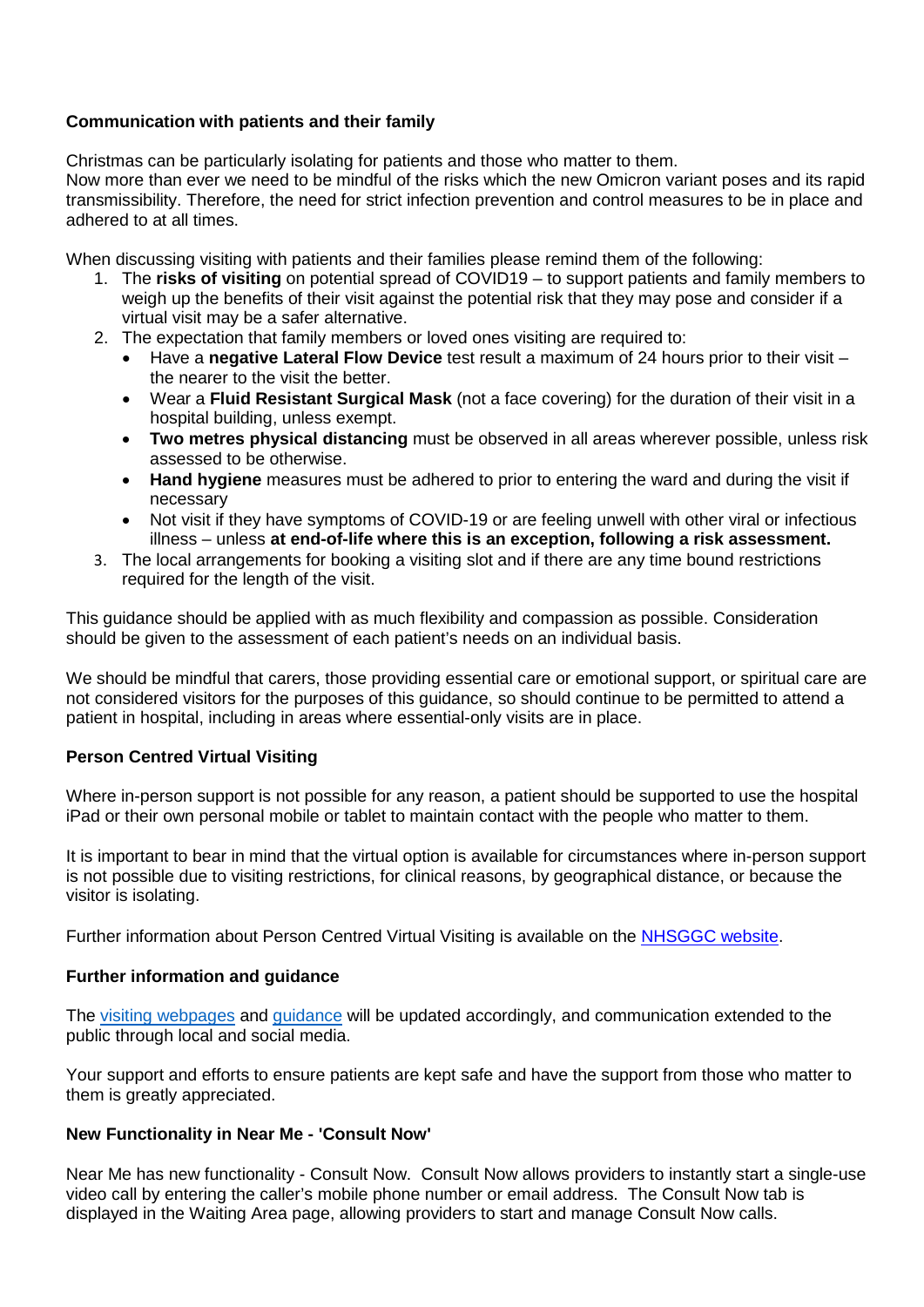**Communication with patients and their family**

Christmas can be particularly isolating for patients and those who matter to them.
Now more than ever we need to be mindful of the risks which the new Omicron variant poses and its rapid transmissibility. Therefore, the need for strict infection prevention and control measures to be in place and adhered to at all times.

When discussing visiting with patients and their families please remind them of the following:

1. The **risks of visiting** on potential spread of COVID19 – to support patients and family members to weigh up the benefits of their visit against the potential risk that they may pose and consider if a virtual visit may be a safer alternative.
2. The expectation that family members or loved ones visiting are required to:
   - Have a **negative Lateral Flow Device** test result a maximum of 24 hours prior to their visit – the nearer to the visit the better.
   - Wear a **Fluid Resistant Surgical Mask** (not a face covering) for the duration of their visit in a hospital building, unless exempt.
   - **Two metres physical distancing** must be observed in all areas wherever possible, unless risk assessed to be otherwise.
   - **Hand hygiene** measures must be adhered to prior to entering the ward and during the visit if necessary
   - Not visit if they have symptoms of COVID-19 or are feeling unwell with other viral or infectious illness – unless **at end-of-life where this is an exception, following a risk assessment.**
3. The local arrangements for booking a visiting slot and if there are any time bound restrictions required for the length of the visit.

This guidance should be applied with as much flexibility and compassion as possible. Consideration should be given to the assessment of each patient's needs on an individual basis.

We should be mindful that carers, those providing essential care or emotional support, or spiritual care are not considered visitors for the purposes of this guidance, so should continue to be permitted to attend a patient in hospital, including in areas where essential-only visits are in place.

**Person Centred Virtual Visiting**

Where in-person support is not possible for any reason, a patient should be supported to use the hospital iPad or their own personal mobile or tablet to maintain contact with the people who matter to them.

It is important to bear in mind that the virtual option is available for circumstances where in-person support is not possible due to visiting restrictions, for clinical reasons, by geographical distance, or because the visitor is isolating.

Further information about Person Centred Virtual Visiting is available on the NHSGGC website.

**Further information and guidance**

The visiting webpages and guidance will be updated accordingly, and communication extended to the public through local and social media.

Your support and efforts to ensure patients are kept safe and have the support from those who matter to them is greatly appreciated.

**New Functionality in Near Me - 'Consult Now'**

Near Me has new functionality - Consult Now. Consult Now allows providers to instantly start a single-use video call by entering the caller's mobile phone number or email address. The Consult Now tab is displayed in the Waiting Area page, allowing providers to start and manage Consult Now calls.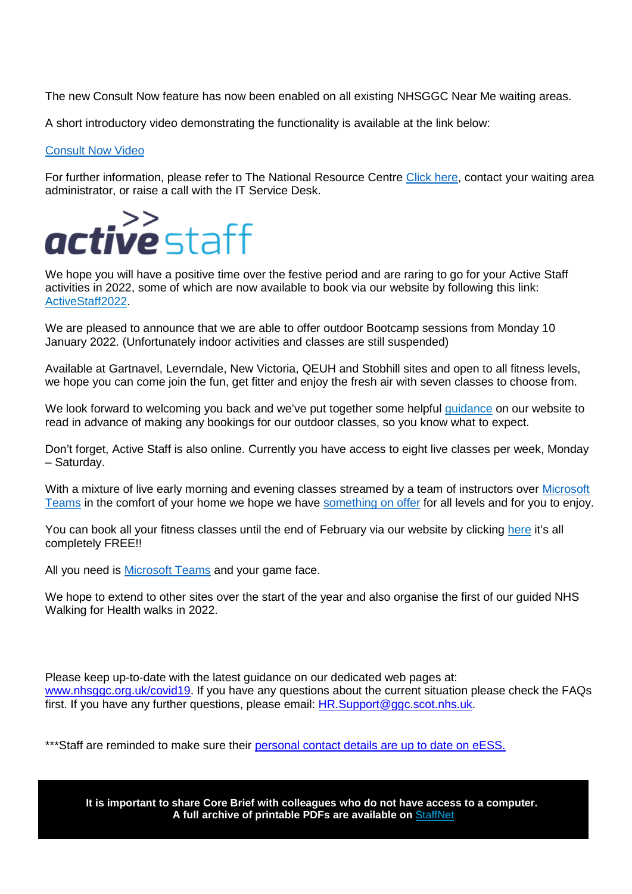The new Consult Now feature has now been enabled on all existing NHSGGC Near Me waiting areas.

A short introductory video demonstrating the functionality is available at the link below:

Consult Now Video

For further information, please refer to The National Resource Centre Click here, contact your waiting area administrator, or raise a call with the IT Service Desk.

## active staff

We hope you will have a positive time over the festive period and are raring to go for your Active Staff activities in 2022, some of which are now available to book via our website by following this link: ActiveStaff2022.

We are pleased to announce that we are able to offer outdoor Bootcamp sessions from Monday 10 January 2022. (Unfortunately indoor activities and classes are still suspended)

Available at Gartnavel, Leverndale, New Victoria, QEUH and Stobhill sites and open to all fitness levels, we hope you can come join the fun, get fitter and enjoy the fresh air with seven classes to choose from.

We look forward to welcoming you back and we've put together some helpful guidance on our website to read in advance of making any bookings for our outdoor classes, so you know what to expect.

Don't forget, Active Staff is also online. Currently you have access to eight live classes per week, Monday – Saturday.

With a mixture of live early morning and evening classes streamed by a team of instructors over Microsoft Teams in the comfort of your home we hope we have something on offer for all levels and for you to enjoy.

You can book all your fitness classes until the end of February via our website by clicking here it's all completely FREE!!

All you need is Microsoft Teams and your game face.

We hope to extend to other sites over the start of the year and also organise the first of our guided NHS Walking for Health walks in 2022.

Please keep up-to-date with the latest guidance on our dedicated web pages at: www.nhsggc.org.uk/covid19. If you have any questions about the current situation please check the FAQs first. If you have any further questions, please email: HR.Support@ggc.scot.nhs.uk.

***Staff are reminded to make sure their personal contact details are up to date on eESS.

**It is important to share Core Brief with colleagues who do not have access to a computer.**
**A full archive of printable PDFs are available on StaffNet**